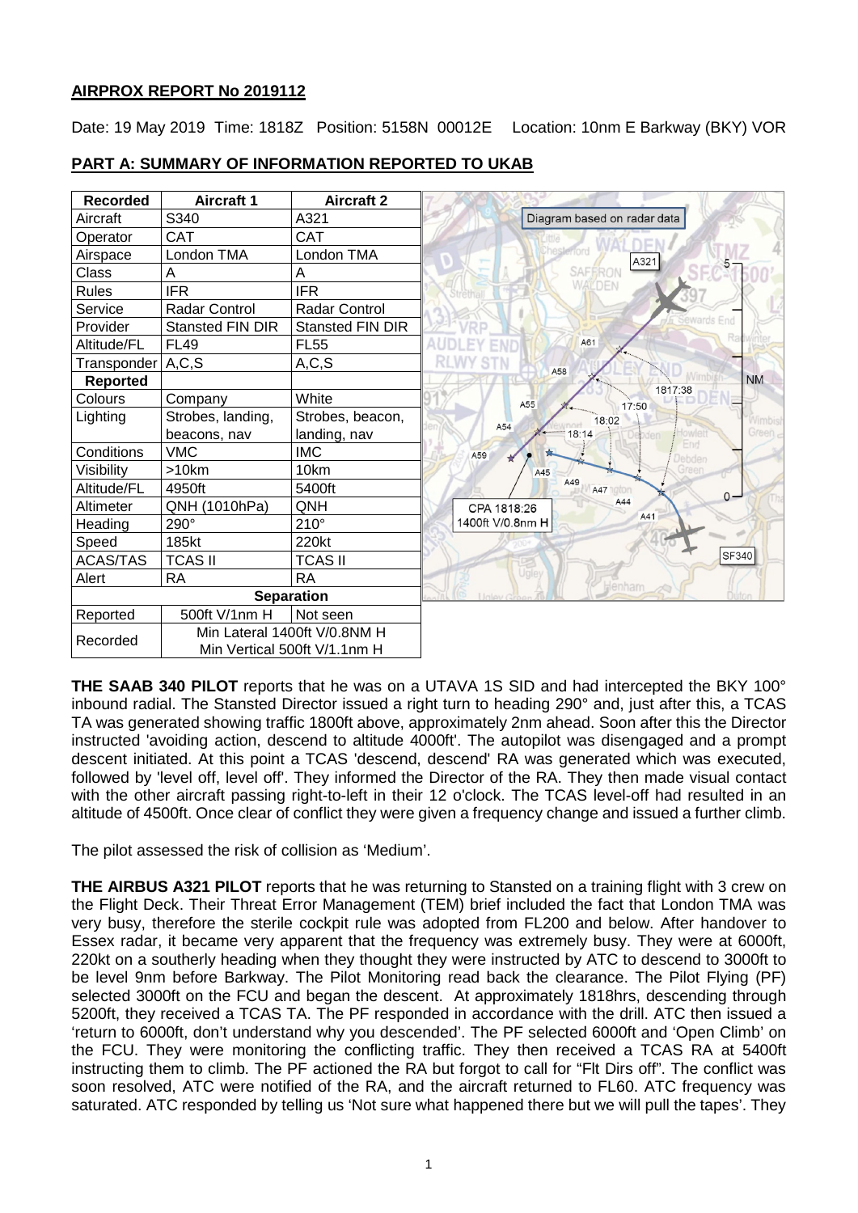## AIRPROX REPORT No 2019112

Date: 19 May 2019 Time: 1818Z Position: 5158N 00012E Location: 10nm E Barkway (BKY) VOR

### PART A: SUMMARY OF INFORMATION REPORTED TO UKAB

| Recorded | Aircraft 1 | Aircraft 2 |
|---|---|---|
| Aircraft | S340 | A321 |
| Operator | CAT | CAT |
| Airspace | London TMA | London TMA |
| Class | A | A |
| Rules | IFR | IFR |
| Service | Radar Control | Radar Control |
| Provider | Stansted FIN DIR | Stansted FIN DIR |
| Altitude/FL | FL49 | FL55 |
| Transponder | A,C,S | A,C,S |
| **Reported** | | |
| Colours | Company | White |
| Lighting | Strobes, landing, beacons, nav | Strobes, beacon, landing, nav |
| Conditions | VMC | IMC |
| Visibility | >10km | 10km |
| Altitude/FL | 4950ft | 5400ft |
| Altimeter | QNH (1010hPa) | QNH |
| Heading | 290° | 210° |
| Speed | 185kt | 220kt |
| ACAS/TAS | TCAS II | TCAS II |
| Alert | RA | RA |
| **Separation** | | |
| Reported | 500ft V/1nm H | Not seen |
| Recorded | Min Lateral 1400ft V/0.8NM H<br>Min Vertical 500ft V/1.1nm H | |

Diagram based on radar data (CPA 1818:26, 1400ft V/0.8nm H)

**THE SAAB 340 PILOT** reports that he was on a UTAVA 1S SID and had intercepted the BKY 100° inbound radial. The Stansted Director issued a right turn to heading 290° and, just after this, a TCAS TA was generated showing traffic 1800ft above, approximately 2nm ahead. Soon after this the Director instructed 'avoiding action, descend to altitude 4000ft'. The autopilot was disengaged and a prompt descent initiated. At this point a TCAS 'descend, descend' RA was generated which was executed, followed by 'level off, level off'. They informed the Director of the RA. They then made visual contact with the other aircraft passing right-to-left in their 12 o'clock. The TCAS level-off had resulted in an altitude of 4500ft. Once clear of conflict they were given a frequency change and issued a further climb.

The pilot assessed the risk of collision as 'Medium'.

**THE AIRBUS A321 PILOT** reports that he was returning to Stansted on a training flight with 3 crew on the Flight Deck. Their Threat Error Management (TEM) brief included the fact that London TMA was very busy, therefore the sterile cockpit rule was adopted from FL200 and below. After handover to Essex radar, it became very apparent that the frequency was extremely busy. They were at 6000ft, 220kt on a southerly heading when they thought they were instructed by ATC to descend to 3000ft to be level 9nm before Barkway. The Pilot Monitoring read back the clearance. The Pilot Flying (PF) selected 3000ft on the FCU and began the descent. At approximately 1818hrs, descending through 5200ft, they received a TCAS TA. The PF responded in accordance with the drill. ATC then issued a 'return to 6000ft, don't understand why you descended'. The PF selected 6000ft and 'Open Climb' on the FCU. They were monitoring the conflicting traffic. They then received a TCAS RA at 5400ft instructing them to climb. The PF actioned the RA but forgot to call for "Flt Dirs off". The conflict was soon resolved, ATC were notified of the RA, and the aircraft returned to FL60. ATC frequency was saturated. ATC responded by telling us 'Not sure what happened there but we will pull the tapes'. They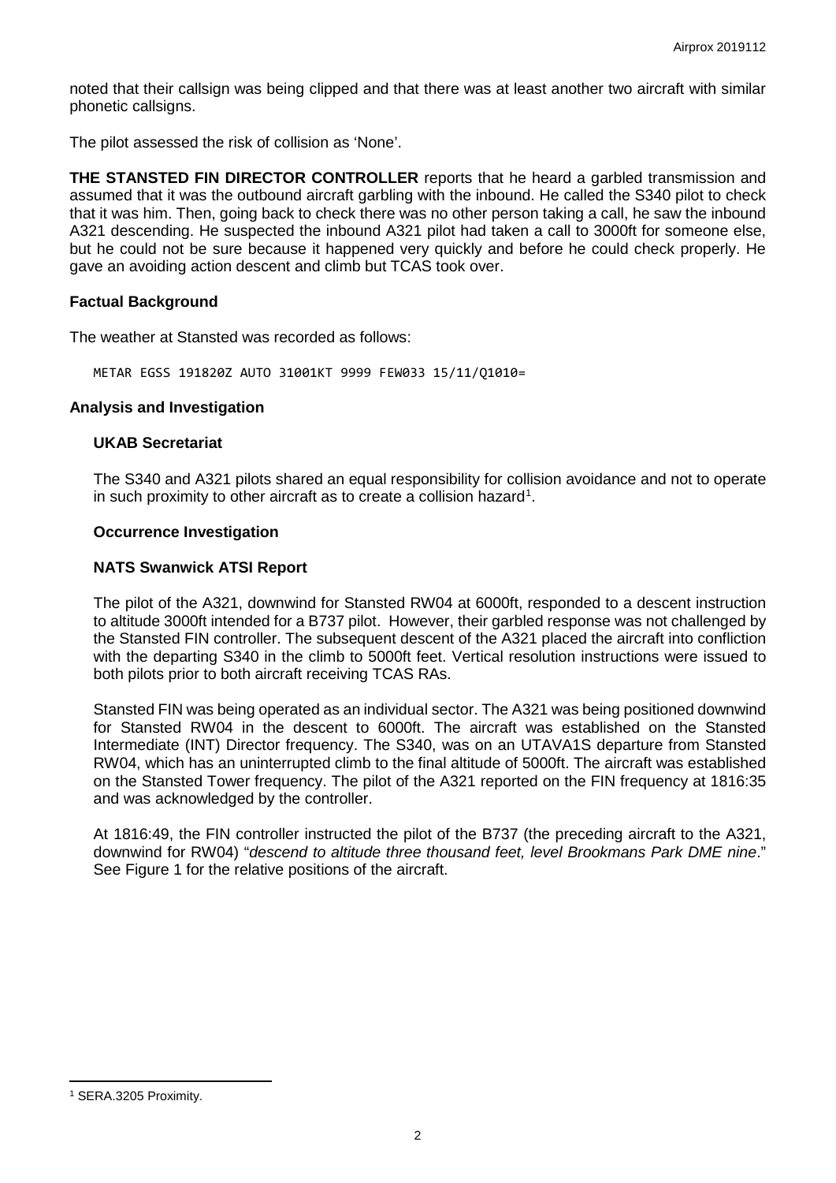noted that their callsign was being clipped and that there was at least another two aircraft with similar phonetic callsigns.

The pilot assessed the risk of collision as 'None'.

**THE STANSTED FIN DIRECTOR CONTROLLER** reports that he heard a garbled transmission and assumed that it was the outbound aircraft garbling with the inbound. He called the S340 pilot to check that it was him. Then, going back to check there was no other person taking a call, he saw the inbound A321 descending. He suspected the inbound A321 pilot had taken a call to 3000ft for someone else, but he could not be sure because it happened very quickly and before he could check properly. He gave an avoiding action descent and climb but TCAS took over.

### Factual Background

The weather at Stansted was recorded as follows:

```
METAR EGSS 191820Z AUTO 31001KT 9999 FEW033 15/11/Q1010=
```

### Analysis and Investigation

#### UKAB Secretariat

The S340 and A321 pilots shared an equal responsibility for collision avoidance and not to operate in such proximity to other aircraft as to create a collision hazard[1].

#### Occurrence Investigation

#### NATS Swanwick ATSI Report

The pilot of the A321, downwind for Stansted RW04 at 6000ft, responded to a descent instruction to altitude 3000ft intended for a B737 pilot. However, their garbled response was not challenged by the Stansted FIN controller. The subsequent descent of the A321 placed the aircraft into confliction with the departing S340 in the climb to 5000ft feet. Vertical resolution instructions were issued to both pilots prior to both aircraft receiving TCAS RAs.

Stansted FIN was being operated as an individual sector. The A321 was being positioned downwind for Stansted RW04 in the descent to 6000ft. The aircraft was established on the Stansted Intermediate (INT) Director frequency. The S340, was on an UTAVA1S departure from Stansted RW04, which has an uninterrupted climb to the final altitude of 5000ft. The aircraft was established on the Stansted Tower frequency. The pilot of the A321 reported on the FIN frequency at 1816:35 and was acknowledged by the controller.

At 1816:49, the FIN controller instructed the pilot of the B737 (the preceding aircraft to the A321, downwind for RW04) "*descend to altitude three thousand feet, level Brookmans Park DME nine*." See Figure 1 for the relative positions of the aircraft.

---

[1] SERA.3205 Proximity.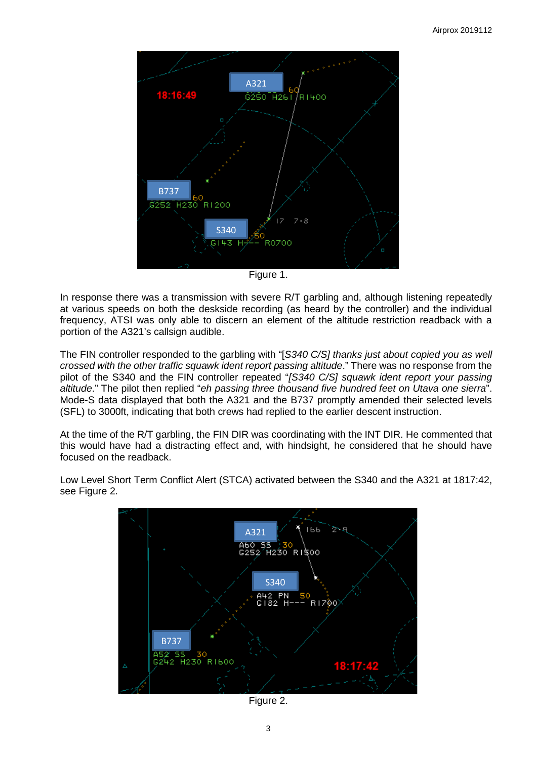Figure 1.

In response there was a transmission with severe R/T garbling and, although listening repeatedly at various speeds on both the deskside recording (as heard by the controller) and the individual frequency, ATSI was only able to discern an element of the altitude restriction readback with a portion of the A321's callsign audible.

The FIN controller responded to the garbling with "[*S340 C/S] thanks just about copied you as well crossed with the other traffic squawk ident report passing altitude*." There was no response from the pilot of the S340 and the FIN controller repeated "*[S340 C/S] squawk ident report your passing altitude*." The pilot then replied "*eh passing three thousand five hundred feet on Utava one sierra*". Mode-S data displayed that both the A321 and the B737 promptly amended their selected levels (SFL) to 3000ft, indicating that both crews had replied to the earlier descent instruction.

At the time of the R/T garbling, the FIN DIR was coordinating with the INT DIR. He commented that this would have had a distracting effect and, with hindsight, he considered that he should have focused on the readback.

Low Level Short Term Conflict Alert (STCA) activated between the S340 and the A321 at 1817:42, see Figure 2.

Figure 2.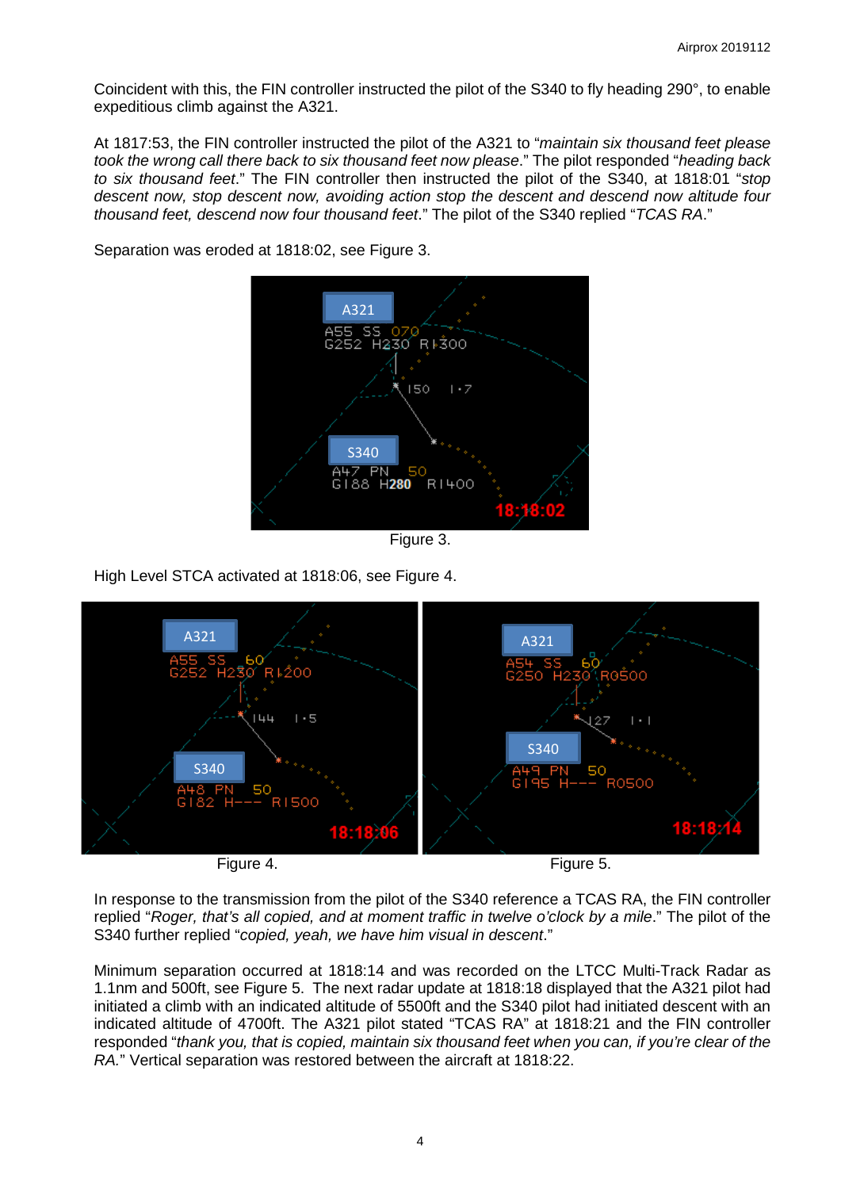Coincident with this, the FIN controller instructed the pilot of the S340 to fly heading 290°, to enable expeditious climb against the A321.

At 1817:53, the FIN controller instructed the pilot of the A321 to "*maintain six thousand feet please took the wrong call there back to six thousand feet now please*." The pilot responded "*heading back to six thousand feet*." The FIN controller then instructed the pilot of the S340, at 1818:01 "*stop descent now, stop descent now, avoiding action stop the descent and descend now altitude four thousand feet, descend now four thousand feet*." The pilot of the S340 replied "*TCAS RA*."

Separation was eroded at 1818:02, see Figure 3.

Figure 3.

High Level STCA activated at 1818:06, see Figure 4.

Figure 4.

Figure 5.

In response to the transmission from the pilot of the S340 reference a TCAS RA, the FIN controller replied "*Roger, that's all copied, and at moment traffic in twelve o'clock by a mile*." The pilot of the S340 further replied "*copied, yeah, we have him visual in descent*."

Minimum separation occurred at 1818:14 and was recorded on the LTCC Multi-Track Radar as 1.1nm and 500ft, see Figure 5. The next radar update at 1818:18 displayed that the A321 pilot had initiated a climb with an indicated altitude of 5500ft and the S340 pilot had initiated descent with an indicated altitude of 4700ft. The A321 pilot stated "TCAS RA" at 1818:21 and the FIN controller responded "*thank you, that is copied, maintain six thousand feet when you can, if you're clear of the RA.*" Vertical separation was restored between the aircraft at 1818:22.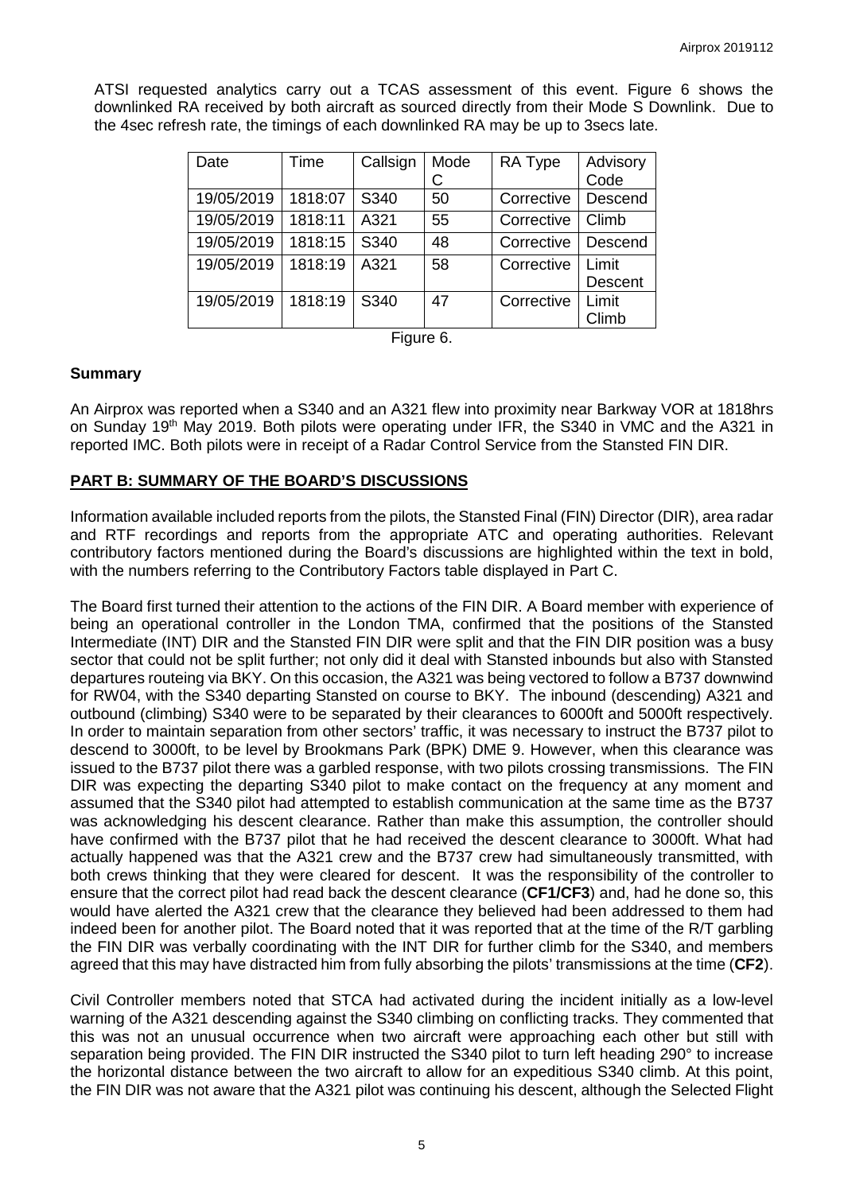ATSI requested analytics carry out a TCAS assessment of this event. Figure 6 shows the downlinked RA received by both aircraft as sourced directly from their Mode S Downlink. Due to the 4sec refresh rate, the timings of each downlinked RA may be up to 3secs late.

| Date | Time | Callsign | Mode C | RA Type | Advisory Code |
|---|---|---|---|---|---|
| 19/05/2019 | 1818:07 | S340 | 50 | Corrective | Descend |
| 19/05/2019 | 1818:11 | A321 | 55 | Corrective | Climb |
| 19/05/2019 | 1818:15 | S340 | 48 | Corrective | Descend |
| 19/05/2019 | 1818:19 | A321 | 58 | Corrective | Limit Descent |
| 19/05/2019 | 1818:19 | S340 | 47 | Corrective | Limit Climb |

Figure 6.

## Summary

An Airprox was reported when a S340 and an A321 flew into proximity near Barkway VOR at 1818hrs on Sunday 19th May 2019. Both pilots were operating under IFR, the S340 in VMC and the A321 in reported IMC. Both pilots were in receipt of a Radar Control Service from the Stansted FIN DIR.

## PART B: SUMMARY OF THE BOARD'S DISCUSSIONS

Information available included reports from the pilots, the Stansted Final (FIN) Director (DIR), area radar and RTF recordings and reports from the appropriate ATC and operating authorities. Relevant contributory factors mentioned during the Board's discussions are highlighted within the text in bold, with the numbers referring to the Contributory Factors table displayed in Part C.

The Board first turned their attention to the actions of the FIN DIR. A Board member with experience of being an operational controller in the London TMA, confirmed that the positions of the Stansted Intermediate (INT) DIR and the Stansted FIN DIR were split and that the FIN DIR position was a busy sector that could not be split further; not only did it deal with Stansted inbounds but also with Stansted departures routeing via BKY. On this occasion, the A321 was being vectored to follow a B737 downwind for RW04, with the S340 departing Stansted on course to BKY. The inbound (descending) A321 and outbound (climbing) S340 were to be separated by their clearances to 6000ft and 5000ft respectively. In order to maintain separation from other sectors' traffic, it was necessary to instruct the B737 pilot to descend to 3000ft, to be level by Brookmans Park (BPK) DME 9. However, when this clearance was issued to the B737 pilot there was a garbled response, with two pilots crossing transmissions. The FIN DIR was expecting the departing S340 pilot to make contact on the frequency at any moment and assumed that the S340 pilot had attempted to establish communication at the same time as the B737 was acknowledging his descent clearance. Rather than make this assumption, the controller should have confirmed with the B737 pilot that he had received the descent clearance to 3000ft. What had actually happened was that the A321 crew and the B737 crew had simultaneously transmitted, with both crews thinking that they were cleared for descent. It was the responsibility of the controller to ensure that the correct pilot had read back the descent clearance (**CF1/CF3**) and, had he done so, this would have alerted the A321 crew that the clearance they believed had been addressed to them had indeed been for another pilot. The Board noted that it was reported that at the time of the R/T garbling the FIN DIR was verbally coordinating with the INT DIR for further climb for the S340, and members agreed that this may have distracted him from fully absorbing the pilots' transmissions at the time (**CF2**).

Civil Controller members noted that STCA had activated during the incident initially as a low-level warning of the A321 descending against the S340 climbing on conflicting tracks. They commented that this was not an unusual occurrence when two aircraft were approaching each other but still with separation being provided. The FIN DIR instructed the S340 pilot to turn left heading 290° to increase the horizontal distance between the two aircraft to allow for an expeditious S340 climb. At this point, the FIN DIR was not aware that the A321 pilot was continuing his descent, although the Selected Flight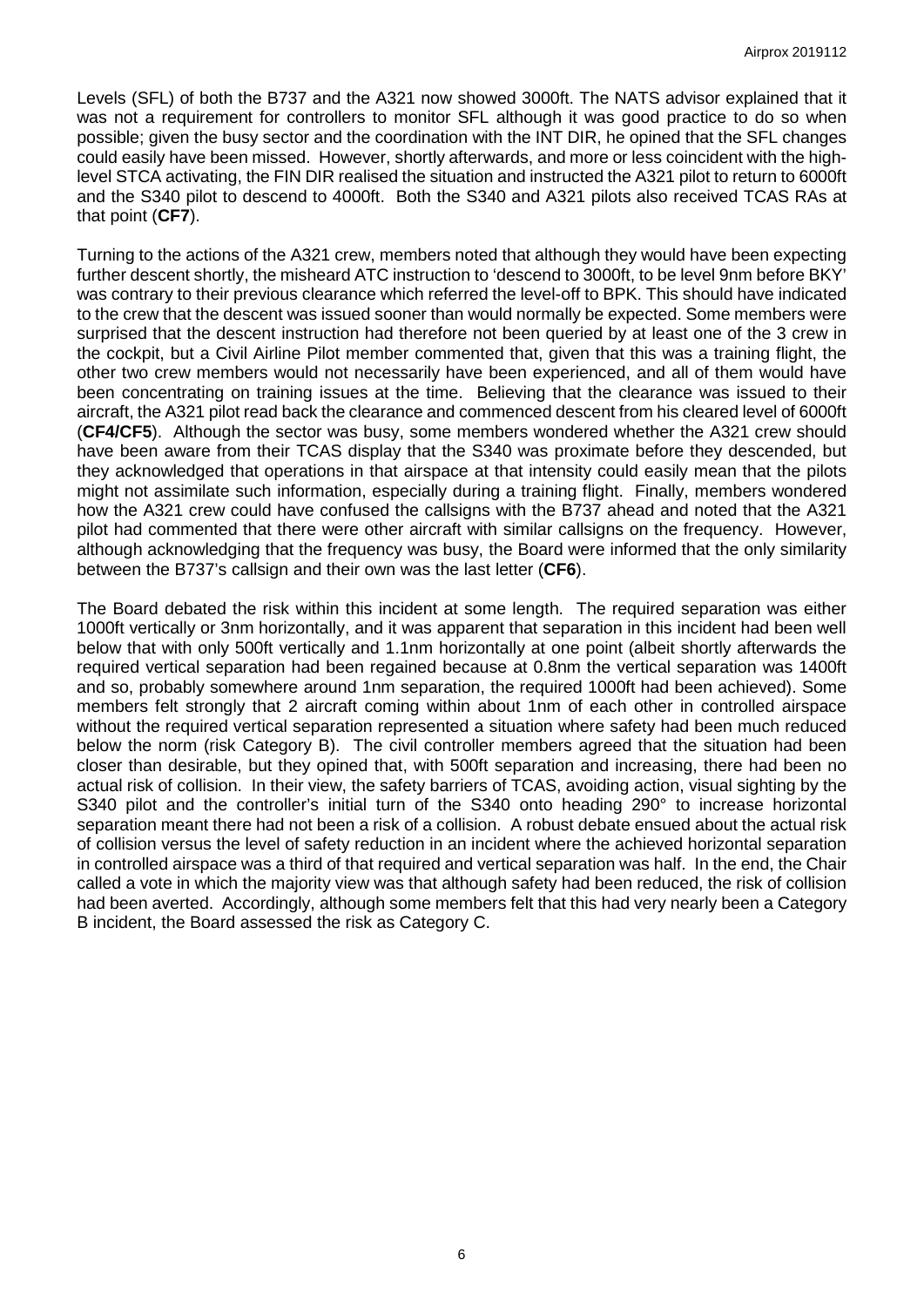Levels (SFL) of both the B737 and the A321 now showed 3000ft. The NATS advisor explained that it was not a requirement for controllers to monitor SFL although it was good practice to do so when possible; given the busy sector and the coordination with the INT DIR, he opined that the SFL changes could easily have been missed. However, shortly afterwards, and more or less coincident with the high-level STCA activating, the FIN DIR realised the situation and instructed the A321 pilot to return to 6000ft and the S340 pilot to descend to 4000ft. Both the S340 and A321 pilots also received TCAS RAs at that point (**CF7**).

Turning to the actions of the A321 crew, members noted that although they would have been expecting further descent shortly, the misheard ATC instruction to 'descend to 3000ft, to be level 9nm before BKY' was contrary to their previous clearance which referred the level-off to BPK. This should have indicated to the crew that the descent was issued sooner than would normally be expected. Some members were surprised that the descent instruction had therefore not been queried by at least one of the 3 crew in the cockpit, but a Civil Airline Pilot member commented that, given that this was a training flight, the other two crew members would not necessarily have been experienced, and all of them would have been concentrating on training issues at the time. Believing that the clearance was issued to their aircraft, the A321 pilot read back the clearance and commenced descent from his cleared level of 6000ft (**CF4/CF5**). Although the sector was busy, some members wondered whether the A321 crew should have been aware from their TCAS display that the S340 was proximate before they descended, but they acknowledged that operations in that airspace at that intensity could easily mean that the pilots might not assimilate such information, especially during a training flight. Finally, members wondered how the A321 crew could have confused the callsigns with the B737 ahead and noted that the A321 pilot had commented that there were other aircraft with similar callsigns on the frequency. However, although acknowledging that the frequency was busy, the Board were informed that the only similarity between the B737's callsign and their own was the last letter (**CF6**).

The Board debated the risk within this incident at some length. The required separation was either 1000ft vertically or 3nm horizontally, and it was apparent that separation in this incident had been well below that with only 500ft vertically and 1.1nm horizontally at one point (albeit shortly afterwards the required vertical separation had been regained because at 0.8nm the vertical separation was 1400ft and so, probably somewhere around 1nm separation, the required 1000ft had been achieved). Some members felt strongly that 2 aircraft coming within about 1nm of each other in controlled airspace without the required vertical separation represented a situation where safety had been much reduced below the norm (risk Category B). The civil controller members agreed that the situation had been closer than desirable, but they opined that, with 500ft separation and increasing, there had been no actual risk of collision. In their view, the safety barriers of TCAS, avoiding action, visual sighting by the S340 pilot and the controller's initial turn of the S340 onto heading 290° to increase horizontal separation meant there had not been a risk of a collision. A robust debate ensued about the actual risk of collision versus the level of safety reduction in an incident where the achieved horizontal separation in controlled airspace was a third of that required and vertical separation was half. In the end, the Chair called a vote in which the majority view was that although safety had been reduced, the risk of collision had been averted. Accordingly, although some members felt that this had very nearly been a Category B incident, the Board assessed the risk as Category C.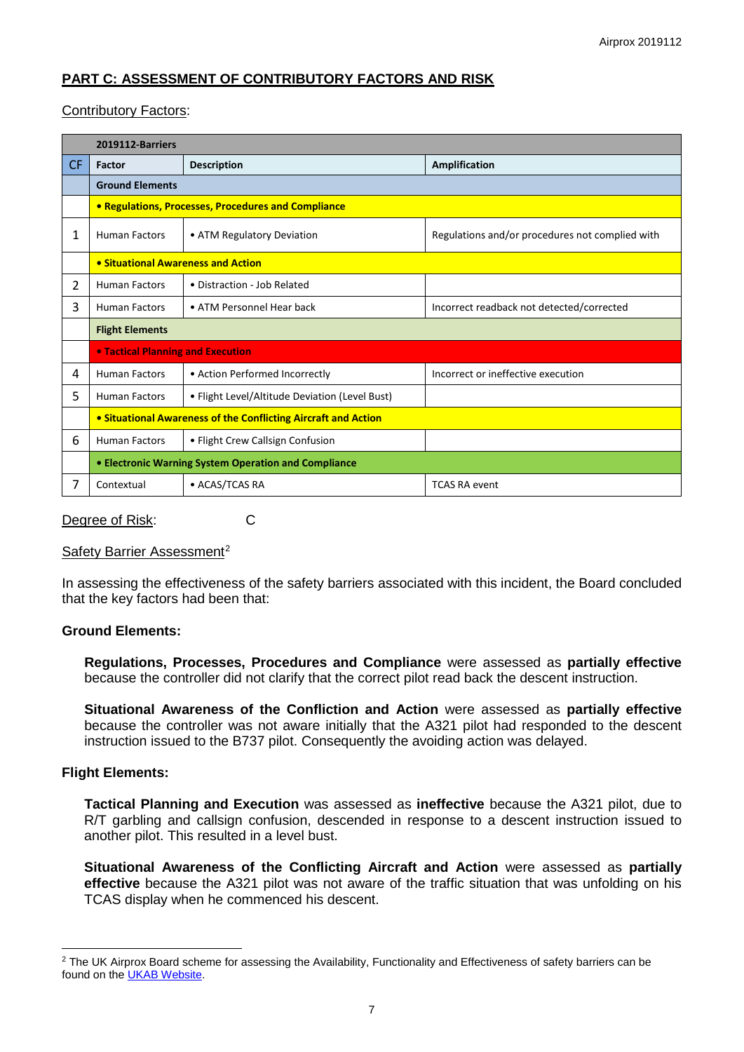## PART C: ASSESSMENT OF CONTRIBUTORY FACTORS AND RISK

Contributory Factors:

| | 2019112-Barriers | | |
|---|---|---|---|
| CF | Factor | Description | Amplification |
| | **Ground Elements** | | |
| | **• Regulations, Processes, Procedures and Compliance** | | |
| 1 | Human Factors | • ATM Regulatory Deviation | Regulations and/or procedures not complied with |
| | **• Situational Awareness and Action** | | |
| 2 | Human Factors | • Distraction - Job Related | |
| 3 | Human Factors | • ATM Personnel Hear back | Incorrect readback not detected/corrected |
| | **Flight Elements** | | |
| | **• Tactical Planning and Execution** | | |
| 4 | Human Factors | • Action Performed Incorrectly | Incorrect or ineffective execution |
| 5 | Human Factors | • Flight Level/Altitude Deviation (Level Bust) | |
| | **• Situational Awareness of the Conflicting Aircraft and Action** | | |
| 6 | Human Factors | • Flight Crew Callsign Confusion | |
| | **• Electronic Warning System Operation and Compliance** | | |
| 7 | Contextual | • ACAS/TCAS RA | TCAS RA event |

Degree of Risk: C

Safety Barrier Assessment[2]

In assessing the effectiveness of the safety barriers associated with this incident, the Board concluded that the key factors had been that:

**Ground Elements:**

**Regulations, Processes, Procedures and Compliance** were assessed as **partially effective** because the controller did not clarify that the correct pilot read back the descent instruction.

**Situational Awareness of the Confliction and Action** were assessed as **partially effective** because the controller was not aware initially that the A321 pilot had responded to the descent instruction issued to the B737 pilot. Consequently the avoiding action was delayed.

**Flight Elements:**

**Tactical Planning and Execution** was assessed as **ineffective** because the A321 pilot, due to R/T garbling and callsign confusion, descended in response to a descent instruction issued to another pilot. This resulted in a level bust.

**Situational Awareness of the Conflicting Aircraft and Action** were assessed as **partially effective** because the A321 pilot was not aware of the traffic situation that was unfolding on his TCAS display when he commenced his descent.

[2] The UK Airprox Board scheme for assessing the Availability, Functionality and Effectiveness of safety barriers can be found on the UKAB Website.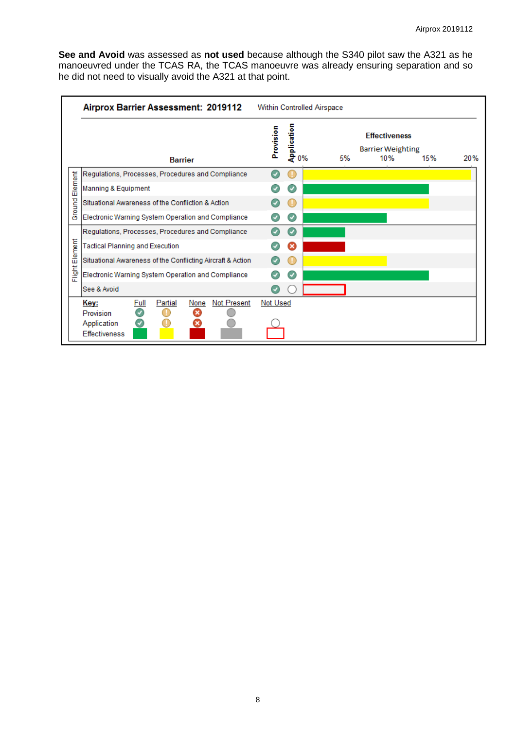**See and Avoid** was assessed as **not used** because although the S340 pilot saw the A321 as he manoeuvred under the TCAS RA, the TCAS manoeuvre was already ensuring separation and so he did not need to visually avoid the A321 at that point.

**Airprox Barrier Assessment: 2019112** Within Controlled Airspace

| | Barrier | Provision | Application |
|---|---|---|---|
| Ground Element | Regulations, Processes, Procedures and Compliance | Full | Partial |
| | Manning & Equipment | Full | Full |
| | Situational Awareness of the Confliction & Action | Full | Partial |
| | Electronic Warning System Operation and Compliance | Full | Full |
| Flight Element | Regulations, Processes, Procedures and Compliance | Full | Full |
| | Tactical Planning and Execution | Full | None |
| | Situational Awareness of the Conflicting Aircraft & Action | Full | Partial |
| | Electronic Warning System Operation and Compliance | Full | Full |
| | See & Avoid | Full | Not Used |

Effectiveness

Barrier Weighting

0% 5% 10% 15% 20%

**Key:** Full Partial None Not Present Not Used

Provision

Application

Effectiveness